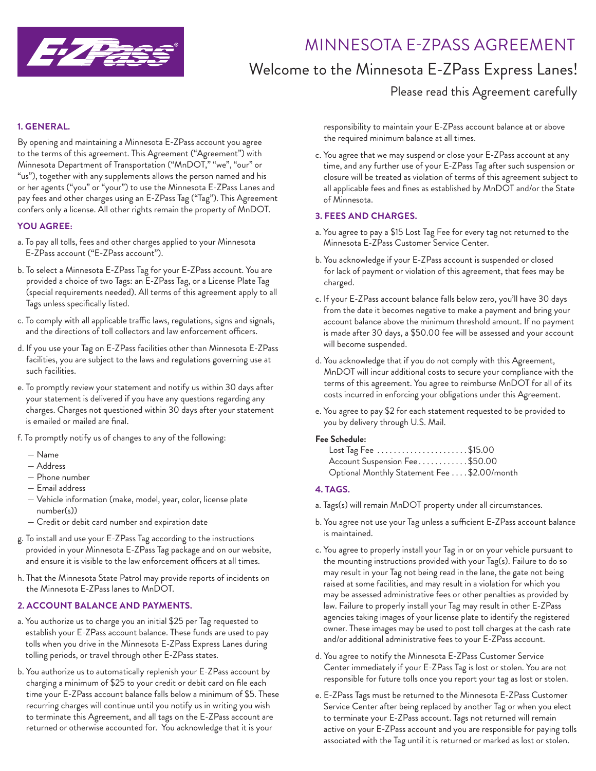# MINNESOTA E-ZPASS AGREEMENT

## Welcome to the Minnesota E-ZPass Express Lanes!

Please read this Agreement carefully

### 1. GENERAL.

By opening and maintaining a Minnesota E-ZPass account you agree to the terms of this agreement. This Agreement ("Agreement") with Minnesota Department of Transportation ("MnDOT," "we", "our" or "us"), together with any supplements allows the person named and his or her agents ("you" or "your") to use the Minnesota E-ZPass Lanes and pay fees and other charges using an E-ZPass Tag ("Tag"). This Agreement confers only a license. All other rights remain the property of MnDOT.

### YOU AGREE:

a. To pay all tolls, fees and other charges applied to your Minnesota E-ZPass account ("E-ZPass account").

b. To select a Minnesota E-ZPass Tag for your E-ZPass account. You are provided a choice of two Tags: an E-ZPass Tag, or a License Plate Tag (special requirements needed). All terms of this agreement apply to all Tags unless specifically listed.

c. To comply with all applicable traffic laws, regulations, signs and signals, and the directions of toll collectors and law enforcement officers.

d. If you use your Tag on E-ZPass facilities other than Minnesota E-ZPass facilities, you are subject to the laws and regulations governing use at such facilities.

e. To promptly review your statement and notify us within 30 days after your statement is delivered if you have any questions regarding any charges. Charges not questioned within 30 days after your statement is emailed or mailed are final.

f. To promptly notify us of changes to any of the following:

- Name
- Address
- Phone number
- Email address
- Vehicle information (make, model, year, color, license plate number(s))
- Credit or debit card number and expiration date

g. To install and use your E-ZPass Tag according to the instructions provided in your Minnesota E-ZPass Tag package and on our website, and ensure it is visible to the law enforcement officers at all times.

h. That the Minnesota State Patrol may provide reports of incidents on the Minnesota E-ZPass lanes to MnDOT.

### 2. ACCOUNT BALANCE AND PAYMENTS.

a. You authorize us to charge you an initial $25 per Tag requested to establish your E-ZPass account balance. These funds are used to pay tolls when you drive in the Minnesota E-ZPass Express Lanes during tolling periods, or travel through other E-ZPass states.

b. You authorize us to automatically replenish your E-ZPass account by charging a minimum of $25 to your credit or debit card on file each time your E-ZPass account balance falls below a minimum of $5. These recurring charges will continue until you notify us in writing you wish to terminate this Agreement, and all tags on the E-ZPass account are returned or otherwise accounted for. You acknowledge that it is your responsibility to maintain your E-ZPass account balance at or above the required minimum balance at all times.

c. You agree that we may suspend or close your E-ZPass account at any time, and any further use of your E-ZPass Tag after such suspension or closure will be treated as violation of terms of this agreement subject to all applicable fees and fines as established by MnDOT and/or the State of Minnesota.

### 3. FEES AND CHARGES.

a. You agree to pay a $15 Lost Tag Fee for every tag not returned to the Minnesota E-ZPass Customer Service Center.

b. You acknowledge if your E-ZPass account is suspended or closed for lack of payment or violation of this agreement, that fees may be charged.

c. If your E-ZPass account balance falls below zero, you'll have 30 days from the date it becomes negative to make a payment and bring your account balance above the minimum threshold amount. If no payment is made after 30 days, a $50.00 fee will be assessed and your account will become suspended.

d. You acknowledge that if you do not comply with this Agreement, MnDOT will incur additional costs to secure your compliance with the terms of this agreement. You agree to reimburse MnDOT for all of its costs incurred in enforcing your obligations under this Agreement.

e. You agree to pay $2 for each statement requested to be provided to you by delivery through U.S. Mail.

**Fee Schedule:**

| Fee | Amount |
|---|---|
| Lost Tag Fee | $15.00 |
| Account Suspension Fee | $50.00 |
| Optional Monthly Statement Fee | $2.00/month |

### 4. TAGS.

a. Tags(s) will remain MnDOT property under all circumstances.

b. You agree not use your Tag unless a sufficient E-ZPass account balance is maintained.

c. You agree to properly install your Tag in or on your vehicle pursuant to the mounting instructions provided with your Tag(s). Failure to do so may result in your Tag not being read in the lane, the gate not being raised at some facilities, and may result in a violation for which you may be assessed administrative fees or other penalties as provided by law. Failure to properly install your Tag may result in other E-ZPass agencies taking images of your license plate to identify the registered owner. These images may be used to post toll charges at the cash rate and/or additional administrative fees to your E-ZPass account.

d. You agree to notify the Minnesota E-ZPass Customer Service Center immediately if your E-ZPass Tag is lost or stolen. You are not responsible for future tolls once you report your tag as lost or stolen.

e. E-ZPass Tags must be returned to the Minnesota E-ZPass Customer Service Center after being replaced by another Tag or when you elect to terminate your E-ZPass account. Tags not returned will remain active on your E-ZPass account and you are responsible for paying tolls associated with the Tag until it is returned or marked as lost or stolen.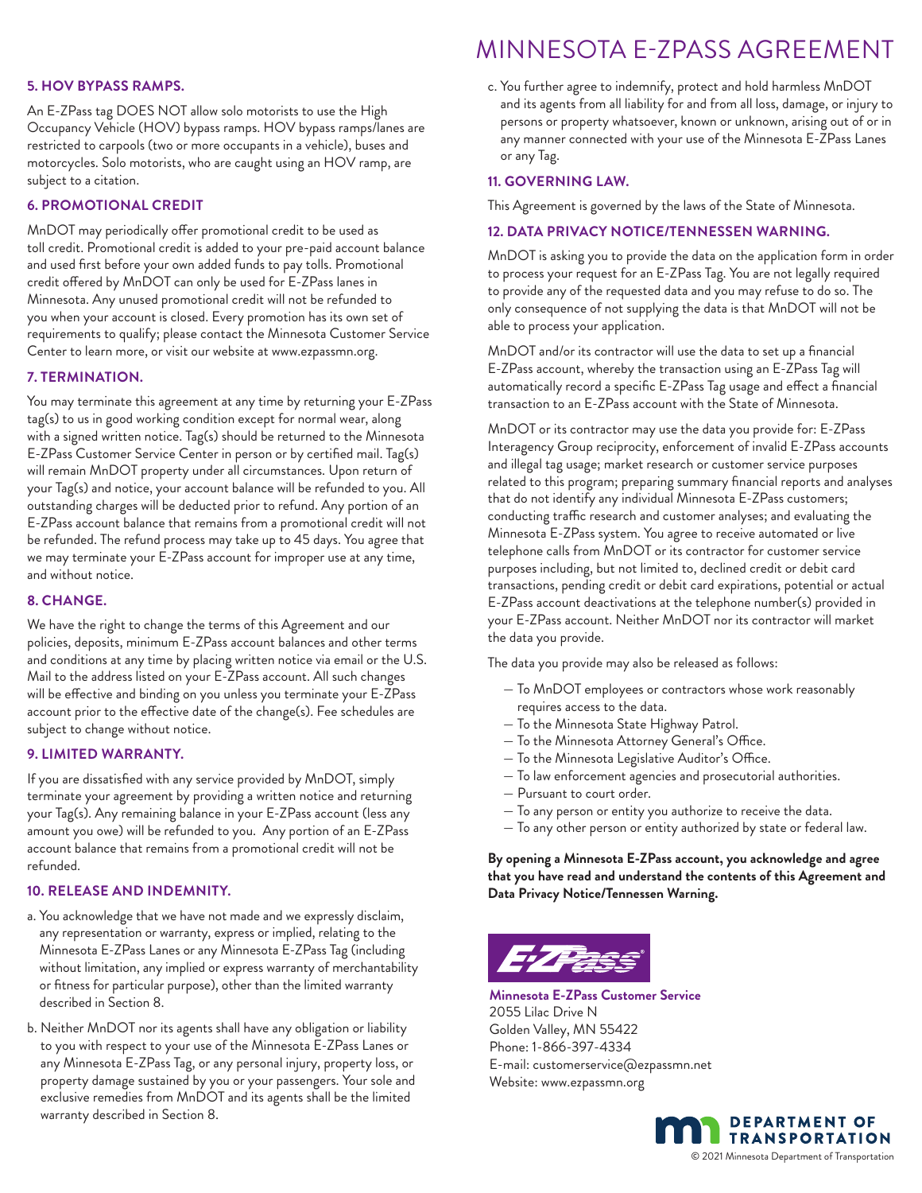# MINNESOTA E-ZPASS AGREEMENT

### 5. HOV BYPASS RAMPS.

An E-ZPass tag DOES NOT allow solo motorists to use the High Occupancy Vehicle (HOV) bypass ramps. HOV bypass ramps/lanes are restricted to carpools (two or more occupants in a vehicle), buses and motorcycles. Solo motorists, who are caught using an HOV ramp, are subject to a citation.

### 6. PROMOTIONAL CREDIT

MnDOT may periodically offer promotional credit to be used as toll credit. Promotional credit is added to your pre-paid account balance and used first before your own added funds to pay tolls. Promotional credit offered by MnDOT can only be used for E-ZPass lanes in Minnesota. Any unused promotional credit will not be refunded to you when your account is closed. Every promotion has its own set of requirements to qualify; please contact the Minnesota Customer Service Center to learn more, or visit our website at www.ezpassmn.org.

### 7. TERMINATION.

You may terminate this agreement at any time by returning your E-ZPass tag(s) to us in good working condition except for normal wear, along with a signed written notice. Tag(s) should be returned to the Minnesota E-ZPass Customer Service Center in person or by certified mail. Tag(s) will remain MnDOT property under all circumstances. Upon return of your Tag(s) and notice, your account balance will be refunded to you. All outstanding charges will be deducted prior to refund. Any portion of an E-ZPass account balance that remains from a promotional credit will not be refunded. The refund process may take up to 45 days. You agree that we may terminate your E-ZPass account for improper use at any time, and without notice.

### 8. CHANGE.

We have the right to change the terms of this Agreement and our policies, deposits, minimum E-ZPass account balances and other terms and conditions at any time by placing written notice via email or the U.S. Mail to the address listed on your E-ZPass account. All such changes will be effective and binding on you unless you terminate your E-ZPass account prior to the effective date of the change(s). Fee schedules are subject to change without notice.

### 9. LIMITED WARRANTY.

If you are dissatisfied with any service provided by MnDOT, simply terminate your agreement by providing a written notice and returning your Tag(s). Any remaining balance in your E-ZPass account (less any amount you owe) will be refunded to you. Any portion of an E-ZPass account balance that remains from a promotional credit will not be refunded.

### 10. RELEASE AND INDEMNITY.

a. You acknowledge that we have not made and we expressly disclaim, any representation or warranty, express or implied, relating to the Minnesota E-ZPass Lanes or any Minnesota E-ZPass Tag (including without limitation, any implied or express warranty of merchantability or fitness for particular purpose), other than the limited warranty described in Section 8.

b. Neither MnDOT nor its agents shall have any obligation or liability to you with respect to your use of the Minnesota E-ZPass Lanes or any Minnesota E-ZPass Tag, or any personal injury, property loss, or property damage sustained by you or your passengers. Your sole and exclusive remedies from MnDOT and its agents shall be the limited warranty described in Section 8.

c. You further agree to indemnify, protect and hold harmless MnDOT and its agents from all liability for and from all loss, damage, or injury to persons or property whatsoever, known or unknown, arising out of or in any manner connected with your use of the Minnesota E-ZPass Lanes or any Tag.

### 11. GOVERNING LAW.

This Agreement is governed by the laws of the State of Minnesota.

### 12. DATA PRIVACY NOTICE/TENNESSEN WARNING.

MnDOT is asking you to provide the data on the application form in order to process your request for an E-ZPass Tag. You are not legally required to provide any of the requested data and you may refuse to do so. The only consequence of not supplying the data is that MnDOT will not be able to process your application.

MnDOT and/or its contractor will use the data to set up a financial E-ZPass account, whereby the transaction using an E-ZPass Tag will automatically record a specific E-ZPass Tag usage and effect a financial transaction to an E-ZPass account with the State of Minnesota.

MnDOT or its contractor may use the data you provide for: E-ZPass Interagency Group reciprocity, enforcement of invalid E-ZPass accounts and illegal tag usage; market research or customer service purposes related to this program; preparing summary financial reports and analyses that do not identify any individual Minnesota E-ZPass customers; conducting traffic research and customer analyses; and evaluating the Minnesota E-ZPass system. You agree to receive automated or live telephone calls from MnDOT or its contractor for customer service purposes including, but not limited to, declined credit or debit card transactions, pending credit or debit card expirations, potential or actual E-ZPass account deactivations at the telephone number(s) provided in your E-ZPass account. Neither MnDOT nor its contractor will market the data you provide.

The data you provide may also be released as follows:

- To MnDOT employees or contractors whose work reasonably requires access to the data.
- To the Minnesota State Highway Patrol.
- To the Minnesota Attorney General's Office.
- To the Minnesota Legislative Auditor's Office.
- To law enforcement agencies and prosecutorial authorities.
- Pursuant to court order.
- To any person or entity you authorize to receive the data.
- To any other person or entity authorized by state or federal law.

**By opening a Minnesota E-ZPass account, you acknowledge and agree that you have read and understand the contents of this Agreement and Data Privacy Notice/Tennessen Warning.**

E-ZPass

**Minnesota E-ZPass Customer Service**
2055 Lilac Drive N
Golden Valley, MN 55422
Phone: 1-866-397-4334
E-mail: customerservice@ezpassmn.net
Website: www.ezpassmn.org

DEPARTMENT OF TRANSPORTATION

© 2021 Minnesota Department of Transportation